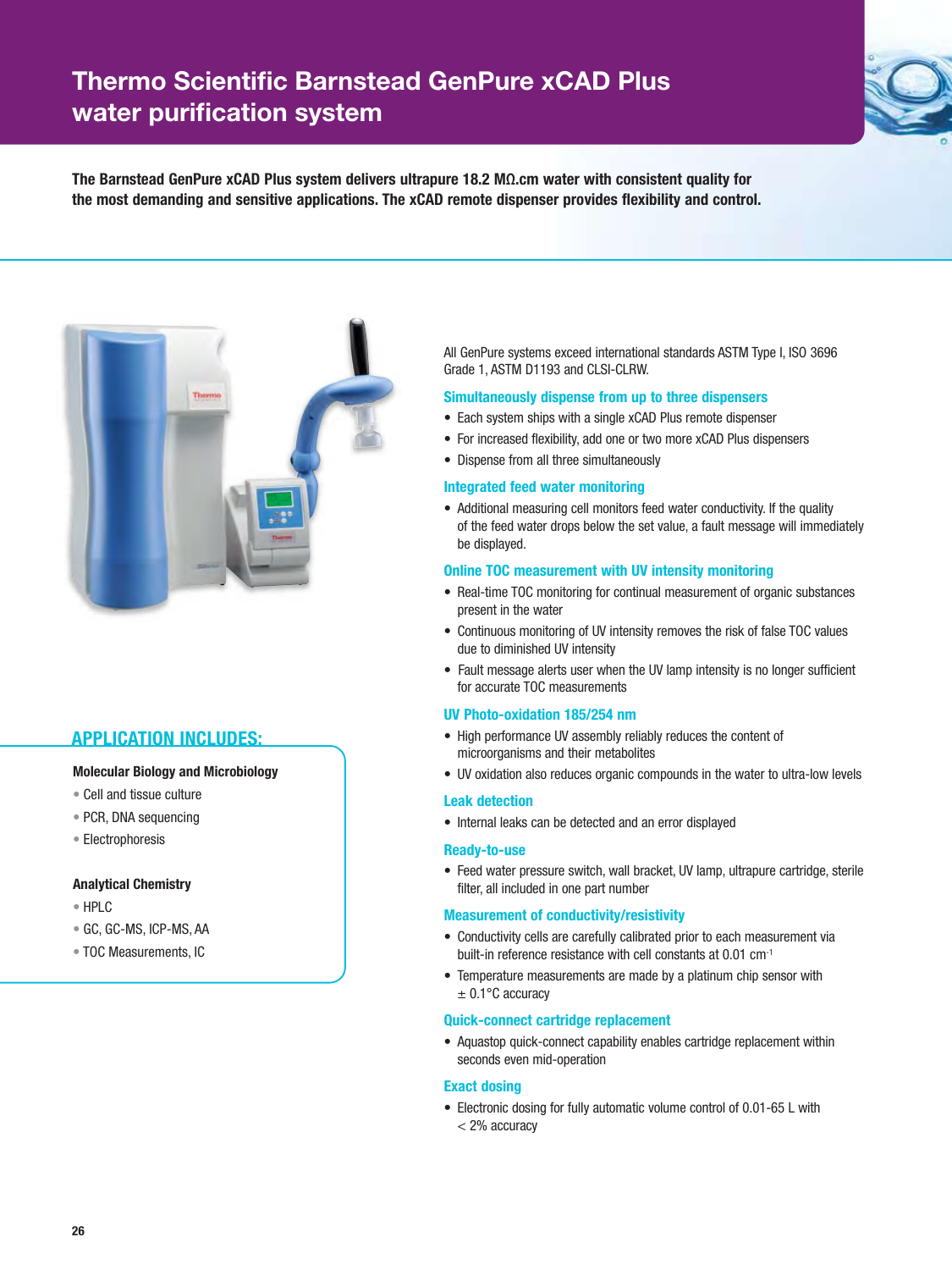# Thermo Scientific Barnstead GenPure xCAD Plus water purification system

**The Barnstead GenPure xCAD Plus system delivers ultrapure 18.2 MΩ.cm water with consistent quality for the most demanding and sensitive applications. The xCAD remote dispenser provides flexibility and control.**

## APPLICATION INCLUDES:

**Molecular Biology and Microbiology**

- Cell and tissue culture
- PCR, DNA sequencing
- Electrophoresis

**Analytical Chemistry**

- HPLC
- GC, GC-MS, ICP-MS, AA
- TOC Measurements, IC

All GenPure systems exceed international standards ASTM Type I, ISO 3696 Grade 1, ASTM D1193 and CLSI-CLRW.

### Simultaneously dispense from up to three dispensers

- Each system ships with a single xCAD Plus remote dispenser
- For increased flexibility, add one or two more xCAD Plus dispensers
- Dispense from all three simultaneously

### Integrated feed water monitoring

- Additional measuring cell monitors feed water conductivity. If the quality of the feed water drops below the set value, a fault message will immediately be displayed.

### Online TOC measurement with UV intensity monitoring

- Real-time TOC monitoring for continual measurement of organic substances present in the water
- Continuous monitoring of UV intensity removes the risk of false TOC values due to diminished UV intensity
- Fault message alerts user when the UV lamp intensity is no longer sufficient for accurate TOC measurements

### UV Photo-oxidation 185/254 nm

- High performance UV assembly reliably reduces the content of microorganisms and their metabolites
- UV oxidation also reduces organic compounds in the water to ultra-low levels

### Leak detection

- Internal leaks can be detected and an error displayed

### Ready-to-use

- Feed water pressure switch, wall bracket, UV lamp, ultrapure cartridge, sterile filter, all included in one part number

### Measurement of conductivity/resistivity

- Conductivity cells are carefully calibrated prior to each measurement via built-in reference resistance with cell constants at 0.01 $cm^{-1}$
- Temperature measurements are made by a platinum chip sensor with $\pm$ 0.1°C accuracy

### Quick-connect cartridge replacement

- Aquastop quick-connect capability enables cartridge replacement within seconds even mid-operation

### Exact dosing

- Electronic dosing for fully automatic volume control of 0.01-65 L with $<$ 2% accuracy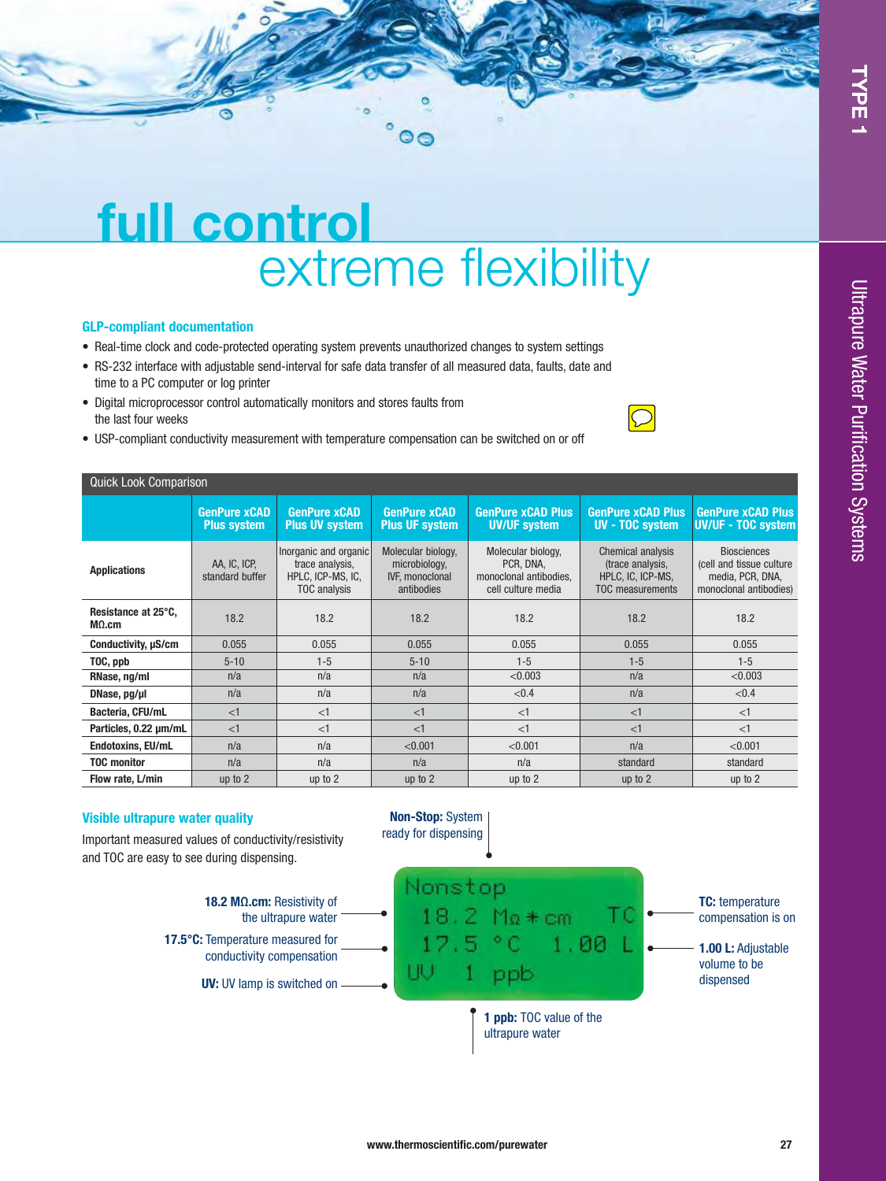# full control
## extreme flexibility

### GLP-compliant documentation

- Real-time clock and code-protected operating system prevents unauthorized changes to system settings
- RS-232 interface with adjustable send-interval for safe data transfer of all measured data, faults, date and time to a PC computer or log printer
- Digital microprocessor control automatically monitors and stores faults from the last four weeks
- USP-compliant conductivity measurement with temperature compensation can be switched on or off

**Quick Look Comparison**

| | GenPure xCAD Plus system | GenPure xCAD Plus UV system | GenPure xCAD Plus UF system | GenPure xCAD Plus UV/UF system | GenPure xCAD Plus UV - TOC system | GenPure xCAD Plus UV/UF - TOC system |
|---|---|---|---|---|---|---|
| **Applications** | AA, IC, ICP, standard buffer | Inorganic and organic trace analysis, HPLC, ICP-MS, IC, TOC analysis | Molecular biology, microbiology, IVF, monoclonal antibodies | Molecular biology, PCR, DNA, monoclonal antibodies, cell culture media | Chemical analysis (trace analysis, HPLC, IC, ICP-MS, TOC measurements | Biosciences (cell and tissue culture media, PCR, DNA, monoclonal antibodies) |
| **Resistance at 25°C, MΩ.cm** | 18.2 | 18.2 | 18.2 | 18.2 | 18.2 | 18.2 |
| **Conductivity, µS/cm** | 0.055 | 0.055 | 0.055 | 0.055 | 0.055 | 0.055 |
| **TOC, ppb** | 5-10 | 1-5 | 5-10 | 1-5 | 1-5 | 1-5 |
| **RNase, ng/ml** | n/a | n/a | n/a | <0.003 | n/a | <0.003 |
| **DNase, pg/µl** | n/a | n/a | n/a | <0.4 | n/a | <0.4 |
| **Bacteria, CFU/mL** | <1 | <1 | <1 | <1 | <1 | <1 |
| **Particles, 0.22 µm/mL** | <1 | <1 | <1 | <1 | <1 | <1 |
| **Endotoxins, EU/mL** | n/a | n/a | <0.001 | <0.001 | n/a | <0.001 |
| **TOC monitor** | n/a | n/a | n/a | n/a | standard | standard |
| **Flow rate, L/min** | up to 2 | up to 2 | up to 2 | up to 2 | up to 2 | up to 2 |

### Visible ultrapure water quality

Important measured values of conductivity/resistivity and TOC are easy to see during dispensing.

**Non-Stop:** System ready for dispensing

**18.2 MΩ.cm:** Resistivity of the ultrapure water

**17.5°C:** Temperature measured for conductivity compensation

**UV:** UV lamp is switched on

**TC:** temperature compensation is on

**1.00 L:** Adjustable volume to be dispensed

**1 ppb:** TOC value of the ultrapure water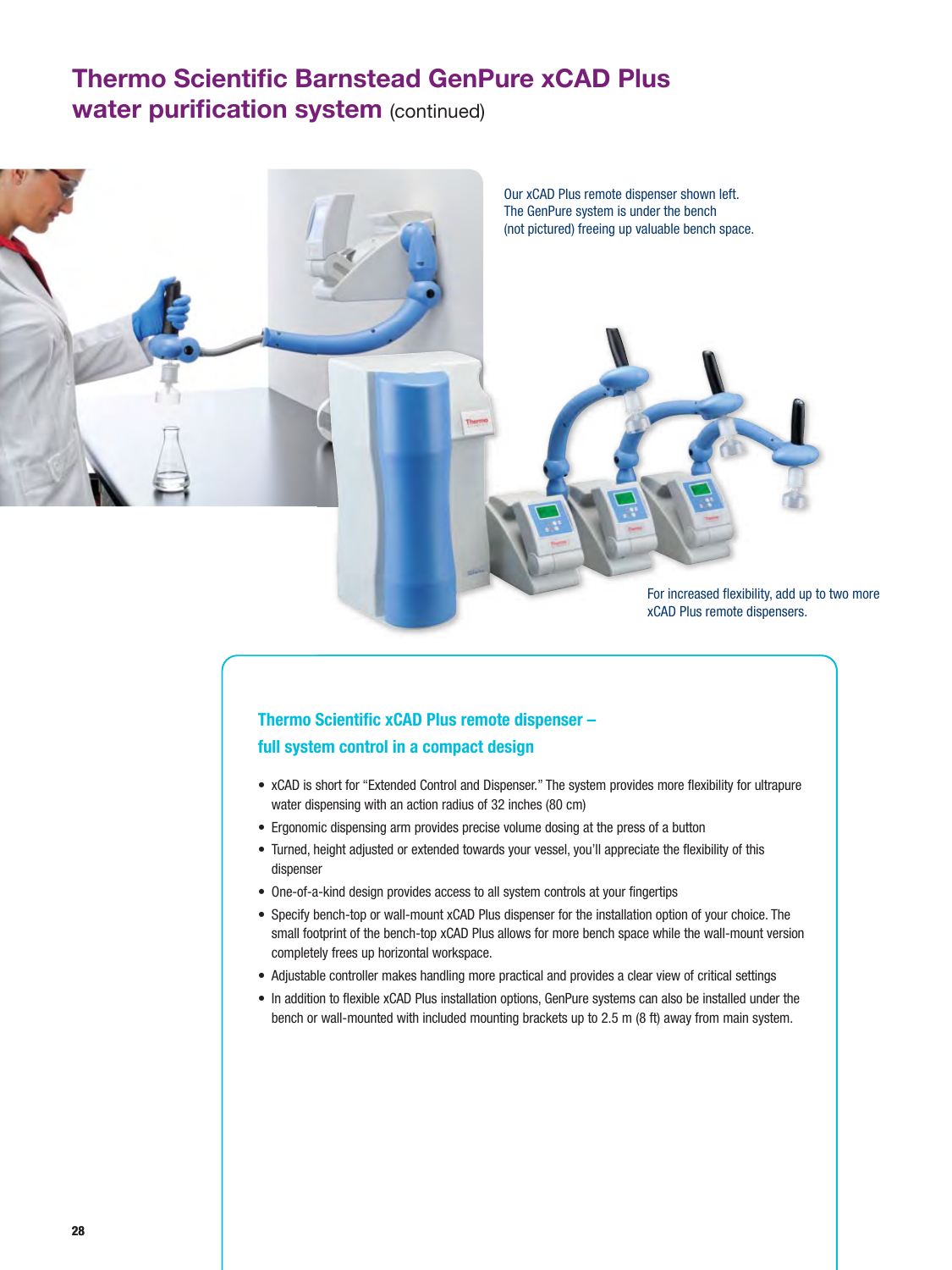# Thermo Scientific Barnstead GenPure xCAD Plus water purification system (continued)

Our xCAD Plus remote dispenser shown left. The GenPure system is under the bench (not pictured) freeing up valuable bench space.

For increased flexibility, add up to two more xCAD Plus remote dispensers.

### Thermo Scientific xCAD Plus remote dispenser – full system control in a compact design

- xCAD is short for "Extended Control and Dispenser." The system provides more flexibility for ultrapure water dispensing with an action radius of 32 inches (80 cm)
- Ergonomic dispensing arm provides precise volume dosing at the press of a button
- Turned, height adjusted or extended towards your vessel, you'll appreciate the flexibility of this dispenser
- One-of-a-kind design provides access to all system controls at your fingertips
- Specify bench-top or wall-mount xCAD Plus dispenser for the installation option of your choice. The small footprint of the bench-top xCAD Plus allows for more bench space while the wall-mount version completely frees up horizontal workspace.
- Adjustable controller makes handling more practical and provides a clear view of critical settings
- In addition to flexible xCAD Plus installation options, GenPure systems can also be installed under the bench or wall-mounted with included mounting brackets up to 2.5 m (8 ft) away from main system.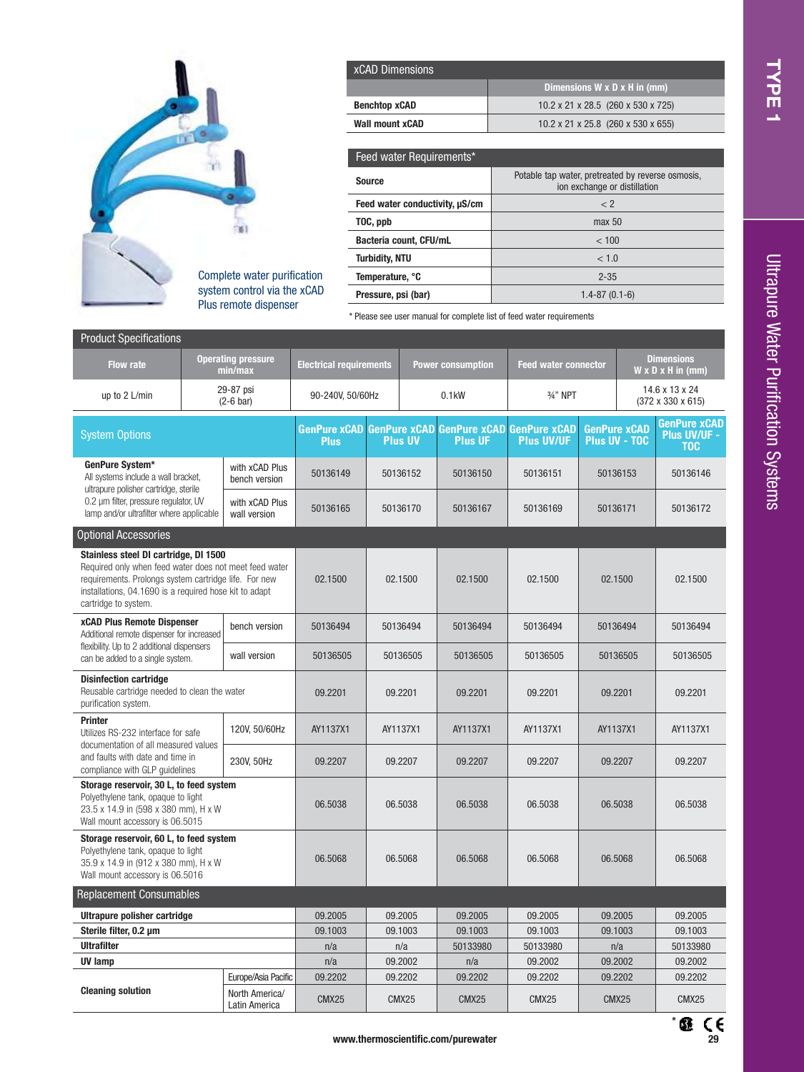Complete water purification system control via the xCAD Plus remote dispenser

## xCAD Dimensions

| | Dimensions W x D x H in (mm) |
|---|---|
| **Benchtop xCAD** | 10.2 x 21 x 28.5 (260 x 530 x 725) |
| **Wall mount xCAD** | 10.2 x 21 x 25.8 (260 x 530 x 655) |

## Feed water Requirements*

| | |
|---|---|
| **Source** | Potable tap water, pretreated by reverse osmosis, ion exchange or distillation |
| **Feed water conductivity, µS/cm** | < 2 |
| **TOC, ppb** | max 50 |
| **Bacteria count, CFU/mL** | < 100 |
| **Turbidity, NTU** | < 1.0 |
| **Temperature, °C** | 2-35 |
| **Pressure, psi (bar)** | 1.4-87 (0.1-6) |

* Please see user manual for complete list of feed water requirements

## Product Specifications

| Flow rate | Operating pressure min/max | Electrical requirements | Power consumption | Feed water connector | Dimensions W x D x H in (mm) |
|---|---|---|---|---|---|
| up to 2 L/min | 29-87 psi (2-6 bar) | 90-240V, 50/60Hz | 0.1kW | ¾" NPT | 14.6 x 13 x 24 (372 x 330 x 615) |

## System Options

| System Options | | GenPure xCAD Plus | GenPure xCAD Plus UV | GenPure xCAD Plus UF | GenPure xCAD Plus UV/UF | GenPure xCAD Plus UV - TOC | GenPure xCAD Plus UV/UF - TOC |
|---|---|---|---|---|---|---|---|
| **GenPure System*** All systems include a wall bracket, ultrapure polisher cartridge, sterile 0.2 µm filter, pressure regulator, UV lamp and/or ultrafilter where applicable | with xCAD Plus bench version | 50136149 | 50136152 | 50136150 | 50136151 | 50136153 | 50136146 |
| | with xCAD Plus wall version | 50136165 | 50136170 | 50136167 | 50136169 | 50136171 | 50136172 |
| **Optional Accessories** | | | | | | | |
| **Stainless steel DI cartridge, DI 1500** Required only when feed water does not meet feed water requirements. Prolongs system cartridge life. For new installations, 04.1690 is a required hose kit to adapt cartridge to system. | | 02.1500 | 02.1500 | 02.1500 | 02.1500 | 02.1500 | 02.1500 |
| **xCAD Plus Remote Dispenser** Additional remote dispenser for increased flexibility. Up to 2 additional dispensers can be added to a single system. | bench version | 50136494 | 50136494 | 50136494 | 50136494 | 50136494 | 50136494 |
| | wall version | 50136505 | 50136505 | 50136505 | 50136505 | 50136505 | 50136505 |
| **Disinfection cartridge** Reusable cartridge needed to clean the water purification system. | | 09.2201 | 09.2201 | 09.2201 | 09.2201 | 09.2201 | 09.2201 |
| **Printer** Utilizes RS-232 interface for safe documentation of all measured values and faults with date and time in compliance with GLP guidelines | 120V, 50/60Hz | AY1137X1 | AY1137X1 | AY1137X1 | AY1137X1 | AY1137X1 | AY1137X1 |
| | 230V, 50Hz | 09.2207 | 09.2207 | 09.2207 | 09.2207 | 09.2207 | 09.2207 |
| **Storage reservoir, 30 L, to feed system** Polyethylene tank, opaque to light 23.5 x 14.9 in (598 x 380 mm), H x W Wall mount accessory is 06.5015 | | 06.5038 | 06.5038 | 06.5038 | 06.5038 | 06.5038 | 06.5038 |
| **Storage reservoir, 60 L, to feed system** Polyethylene tank, opaque to light 35.9 x 14.9 in (912 x 380 mm), H x W Wall mount accessory is 06.5016 | | 06.5068 | 06.5068 | 06.5068 | 06.5068 | 06.5068 | 06.5068 |
| **Replacement Consumables** | | | | | | | |
| **Ultrapure polisher cartridge** | | 09.2005 | 09.2005 | 09.2005 | 09.2005 | 09.2005 | 09.2005 |
| **Sterile filter, 0.2 µm** | | 09.1003 | 09.1003 | 09.1003 | 09.1003 | 09.1003 | 09.1003 |
| **Ultrafilter** | | n/a | n/a | 50133980 | 50133980 | n/a | 50133980 |
| **UV lamp** | | n/a | 09.2002 | n/a | 09.2002 | 09.2002 | 09.2002 |
| **Cleaning solution** | Europe/Asia Pacific | 09.2202 | 09.2202 | 09.2202 | 09.2202 | 09.2202 | 09.2202 |
| | North America/ Latin America | CMX25 | CMX25 | CMX25 | CMX25 | CMX25 | CMX25 |

www.thermoscientific.com/purewater